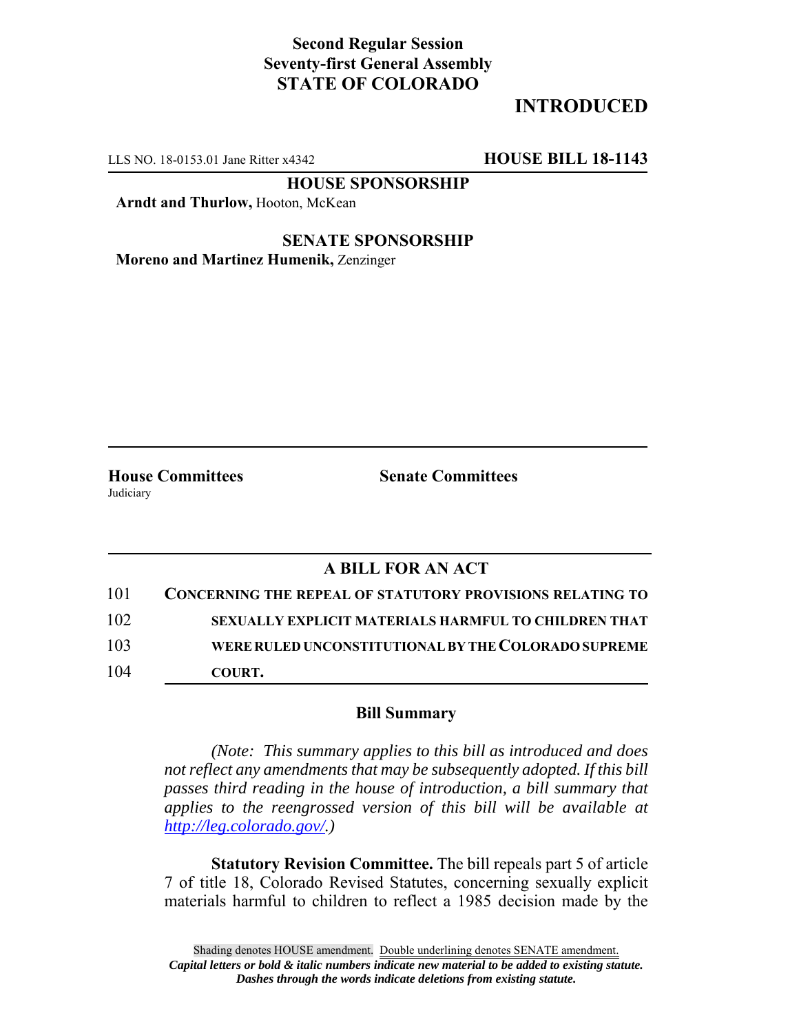**Second Regular Session**
**Seventy-first General Assembly**
**STATE OF COLORADO**

# INTRODUCTED

LLS NO. 18-0153.01 Jane Ritter x4342 **HOUSE BILL 18-1143**

**HOUSE SPONSORSHIP**

**Arndt and Thurlow,** Hooton, McKean

**SENATE SPONSORSHIP**

**Moreno and Martinez Humenik,** Zenzinger

**House Committees**
Judiciary

**Senate Committees**

## A BILL FOR AN ACT

101 **CONCERNING THE REPEAL OF STATUTORY PROVISIONS RELATING TO**
102 **SEXUALLY EXPLICIT MATERIALS HARMFUL TO CHILDREN THAT**
103 **WERE RULED UNCONSTITUTIONAL BY THE COLORADO SUPREME**
104 **COURT.**

### Bill Summary

*(Note: This summary applies to this bill as introduced and does not reflect any amendments that may be subsequently adopted. If this bill passes third reading in the house of introduction, a bill summary that applies to the reengrossed version of this bill will be available at http://leg.colorado.gov/.)*

**Statutory Revision Committee.** The bill repeals part 5 of article 7 of title 18, Colorado Revised Statutes, concerning sexually explicit materials harmful to children to reflect a 1985 decision made by the

Shading denotes HOUSE amendment. Double underlining denotes SENATE amendment.
*Capital letters or bold & italic numbers indicate new material to be added to existing statute.*
*Dashes through the words indicate deletions from existing statute.*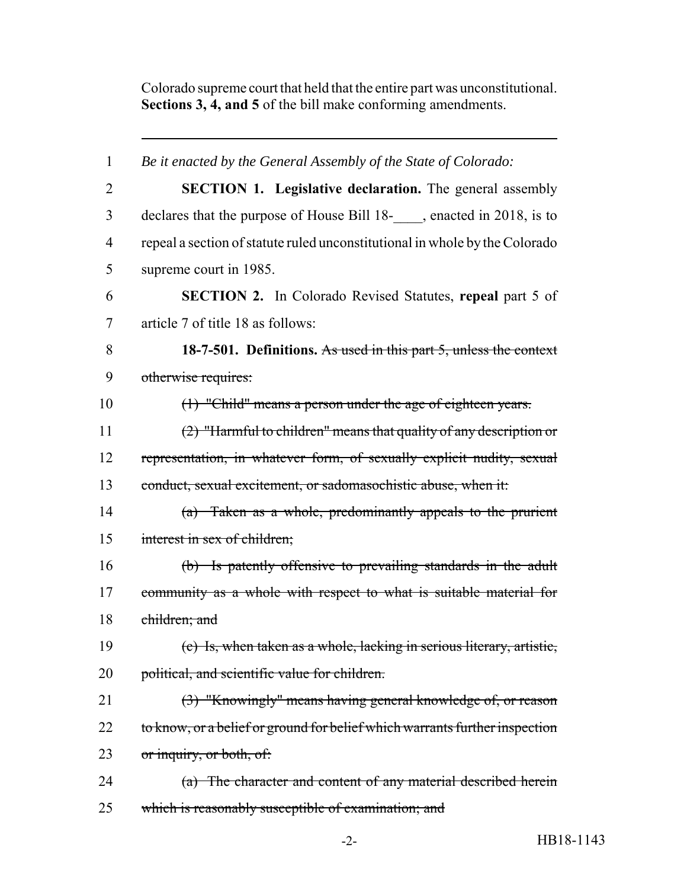Colorado supreme court that held that the entire part was unconstitutional. **Sections 3, 4, and 5** of the bill make conforming amendments.

---

1 *Be it enacted by the General Assembly of the State of Colorado:*

2 **SECTION 1. Legislative declaration.** The general assembly
3 declares that the purpose of House Bill 18-____, enacted in 2018, is to
4 repeal a section of statute ruled unconstitutional in whole by the Colorado
5 supreme court in 1985.

6 **SECTION 2.** In Colorado Revised Statutes, **repeal** part 5 of
7 article 7 of title 18 as follows:

8 **18-7-501. Definitions.** ~~As used in this part 5, unless the context~~
9 ~~otherwise requires:~~

10 ~~(1) "Child" means a person under the age of eighteen years.~~

11 ~~(2) "Harmful to children" means that quality of any description or~~
12 ~~representation, in whatever form, of sexually explicit nudity, sexual~~
13 ~~conduct, sexual excitement, or sadomasochistic abuse, when it:~~

14 ~~(a) Taken as a whole, predominantly appeals to the prurient~~
15 ~~interest in sex of children;~~

16 ~~(b) Is patently offensive to prevailing standards in the adult~~
17 ~~community as a whole with respect to what is suitable material for~~
18 ~~children; and~~

19 ~~(c) Is, when taken as a whole, lacking in serious literary, artistic,~~
20 ~~political, and scientific value for children.~~

21 ~~(3) "Knowingly" means having general knowledge of, or reason~~
22 ~~to know, or a belief or ground for belief which warrants further inspection~~
23 ~~or inquiry, or both, of:~~

24 ~~(a) The character and content of any material described herein~~
25 ~~which is reasonably susceptible of examination; and~~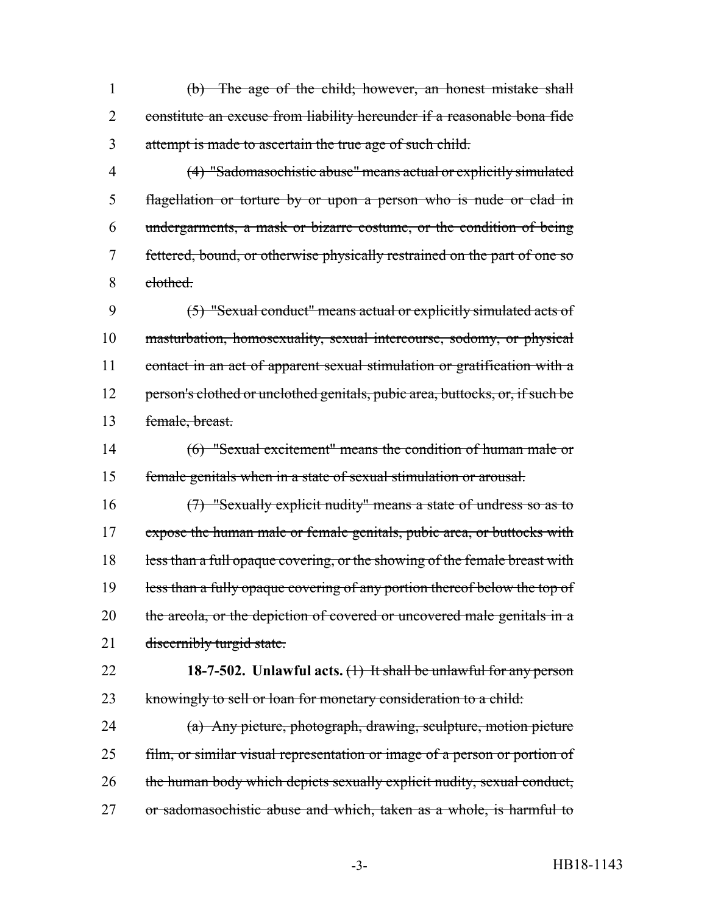1 ~~(b) The age of the child; however, an honest mistake shall~~
2 ~~constitute an excuse from liability hereunder if a reasonable bona fide~~
3 ~~attempt is made to ascertain the true age of such child.~~

4 ~~(4) "Sadomasochistic abuse" means actual or explicitly simulated~~
5 ~~flagellation or torture by or upon a person who is nude or clad in~~
6 ~~undergarments, a mask or bizarre costume, or the condition of being~~
7 ~~fettered, bound, or otherwise physically restrained on the part of one so~~
8 ~~clothed.~~

9 ~~(5) "Sexual conduct" means actual or explicitly simulated acts of~~
10 ~~masturbation, homosexuality, sexual intercourse, sodomy, or physical~~
11 ~~contact in an act of apparent sexual stimulation or gratification with a~~
12 ~~person's clothed or unclothed genitals, pubic area, buttocks, or, if such be~~
13 ~~female, breast.~~

14 ~~(6) "Sexual excitement" means the condition of human male or~~
15 ~~female genitals when in a state of sexual stimulation or arousal.~~

16 ~~(7) "Sexually explicit nudity" means a state of undress so as to~~
17 ~~expose the human male or female genitals, pubic area, or buttocks with~~
18 ~~less than a full opaque covering, or the showing of the female breast with~~
19 ~~less than a fully opaque covering of any portion thereof below the top of~~
20 ~~the areola, or the depiction of covered or uncovered male genitals in a~~
21 ~~discernibly turgid state.~~

22 **18-7-502. Unlawful acts.** ~~(1) It shall be unlawful for any person~~
23 ~~knowingly to sell or loan for monetary consideration to a child:~~

24 ~~(a) Any picture, photograph, drawing, sculpture, motion picture~~
25 ~~film, or similar visual representation or image of a person or portion of~~
26 ~~the human body which depicts sexually explicit nudity, sexual conduct,~~
27 ~~or sadomasochistic abuse and which, taken as a whole, is harmful to~~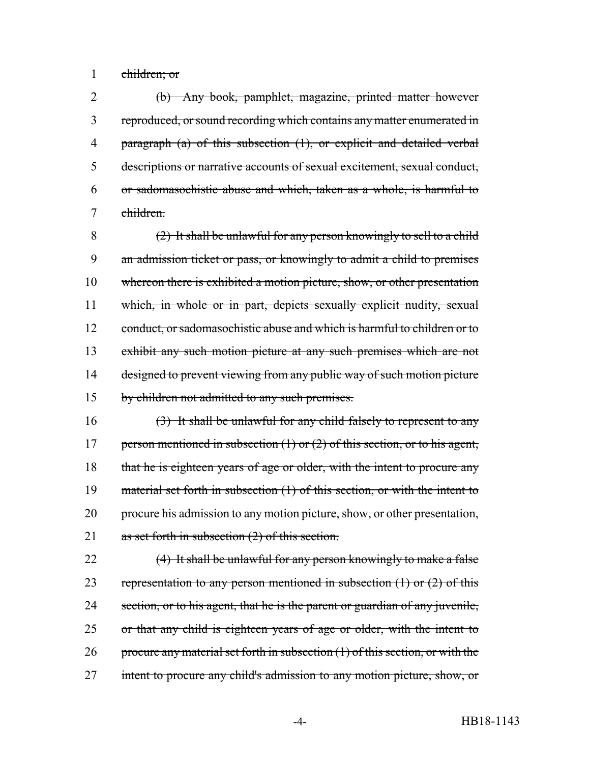children; or

(b) Any book, pamphlet, magazine, printed matter however reproduced, or sound recording which contains any matter enumerated in paragraph (a) of this subsection (1), or explicit and detailed verbal descriptions or narrative accounts of sexual excitement, sexual conduct, or sadomasochistic abuse and which, taken as a whole, is harmful to children.

(2) It shall be unlawful for any person knowingly to sell to a child an admission ticket or pass, or knowingly to admit a child to premises whereon there is exhibited a motion picture, show, or other presentation which, in whole or in part, depicts sexually explicit nudity, sexual conduct, or sadomasochistic abuse and which is harmful to children or to exhibit any such motion picture at any such premises which are not designed to prevent viewing from any public way of such motion picture by children not admitted to any such premises.

(3) It shall be unlawful for any child falsely to represent to any person mentioned in subsection (1) or (2) of this section, or to his agent, that he is eighteen years of age or older, with the intent to procure any material set forth in subsection (1) of this section, or with the intent to procure his admission to any motion picture, show, or other presentation, as set forth in subsection (2) of this section.

(4) It shall be unlawful for any person knowingly to make a false representation to any person mentioned in subsection (1) or (2) of this section, or to his agent, that he is the parent or guardian of any juvenile, or that any child is eighteen years of age or older, with the intent to procure any material set forth in subsection (1) of this section, or with the intent to procure any child's admission to any motion picture, show, or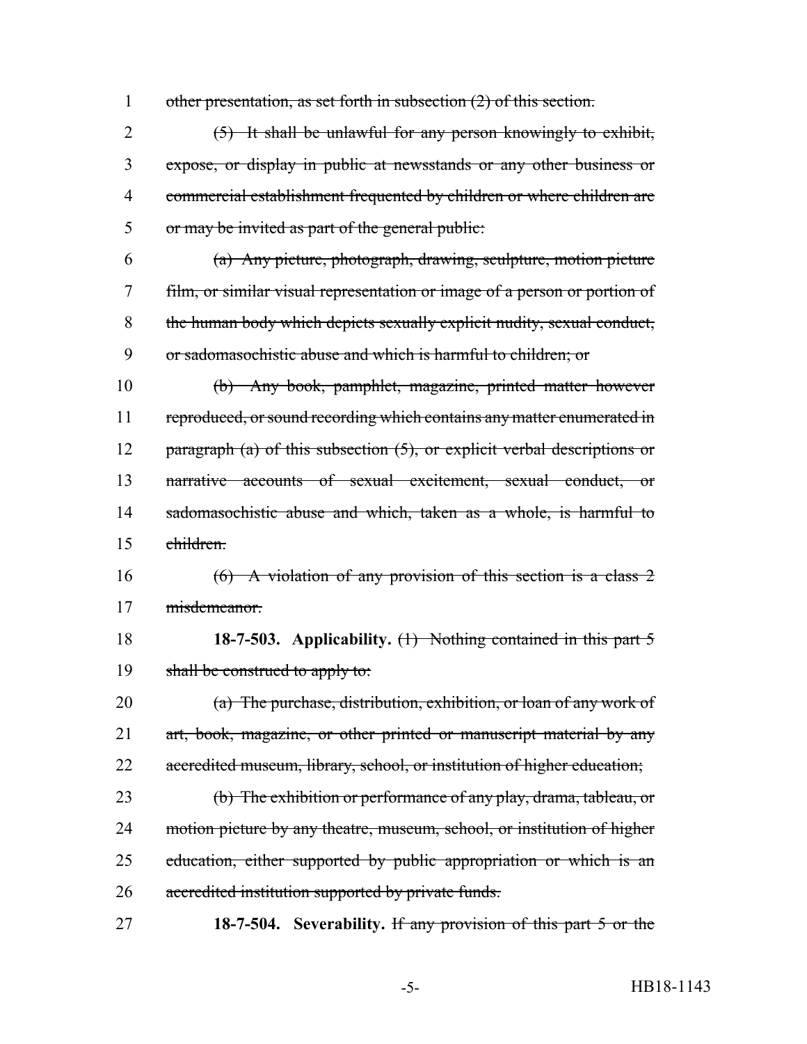1 ~~other presentation, as set forth in subsection (2) of this section.~~

2 ~~(5) It shall be unlawful for any person knowingly to exhibit,~~
3 ~~expose, or display in public at newsstands or any other business or~~
4 ~~commercial establishment frequented by children or where children are~~
5 ~~or may be invited as part of the general public:~~

6 ~~(a) Any picture, photograph, drawing, sculpture, motion picture~~
7 ~~film, or similar visual representation or image of a person or portion of~~
8 ~~the human body which depicts sexually explicit nudity, sexual conduct,~~
9 ~~or sadomasochistic abuse and which is harmful to children; or~~

10 ~~(b) Any book, pamphlet, magazine, printed matter however~~
11 ~~reproduced, or sound recording which contains any matter enumerated in~~
12 ~~paragraph (a) of this subsection (5), or explicit verbal descriptions or~~
13 ~~narrative accounts of sexual excitement, sexual conduct, or~~
14 ~~sadomasochistic abuse and which, taken as a whole, is harmful to~~
15 ~~children.~~

16 ~~(6) A violation of any provision of this section is a class 2~~
17 ~~misdemeanor.~~

18 **18-7-503. Applicability.** ~~(1) Nothing contained in this part 5~~
19 ~~shall be construed to apply to:~~

20 ~~(a) The purchase, distribution, exhibition, or loan of any work of~~
21 ~~art, book, magazine, or other printed or manuscript material by any~~
22 ~~accredited museum, library, school, or institution of higher education;~~

23 ~~(b) The exhibition or performance of any play, drama, tableau, or~~
24 ~~motion picture by any theatre, museum, school, or institution of higher~~
25 ~~education, either supported by public appropriation or which is an~~
26 ~~accredited institution supported by private funds.~~

27 **18-7-504. Severability.** ~~If any provision of this part 5 or the~~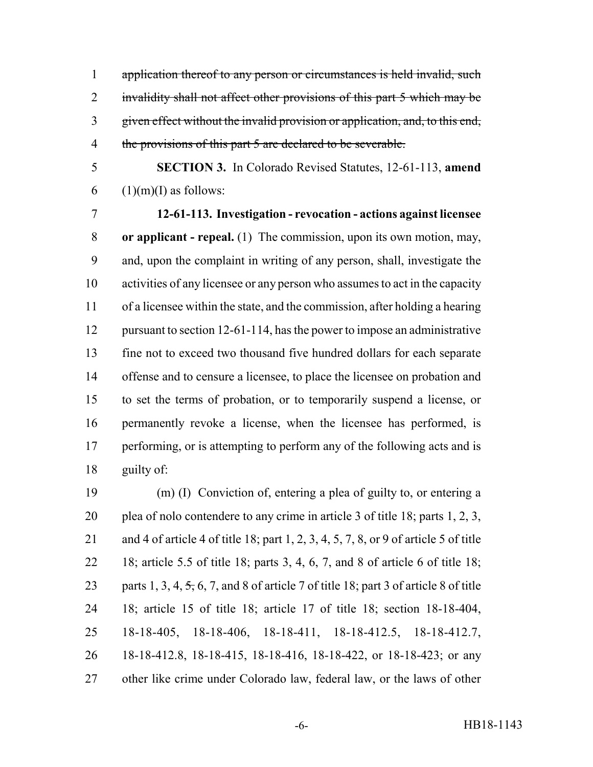~~application thereof to any person or circumstances is held invalid, such invalidity shall not affect other provisions of this part 5 which may be given effect without the invalid provision or application, and, to this end, the provisions of this part 5 are declared to be severable.~~

**SECTION 3.** In Colorado Revised Statutes, 12-61-113, **amend** (1)(m)(I) as follows:

**12-61-113. Investigation - revocation - actions against licensee or applicant - repeal.** (1) The commission, upon its own motion, may, and, upon the complaint in writing of any person, shall, investigate the activities of any licensee or any person who assumes to act in the capacity of a licensee within the state, and the commission, after holding a hearing pursuant to section 12-61-114, has the power to impose an administrative fine not to exceed two thousand five hundred dollars for each separate offense and to censure a licensee, to place the licensee on probation and to set the terms of probation, or to temporarily suspend a license, or permanently revoke a license, when the licensee has performed, is performing, or is attempting to perform any of the following acts and is guilty of:

(m) (I) Conviction of, entering a plea of guilty to, or entering a plea of nolo contendere to any crime in article 3 of title 18; parts 1, 2, 3, and 4 of article 4 of title 18; part 1, 2, 3, 4, 5, 7, 8, or 9 of article 5 of title 18; article 5.5 of title 18; parts 3, 4, 6, 7, and 8 of article 6 of title 18; parts 1, 3, 4, ~~5,~~ 6, 7, and 8 of article 7 of title 18; part 3 of article 8 of title 18; article 15 of title 18; article 17 of title 18; section 18-18-404, 18-18-405, 18-18-406, 18-18-411, 18-18-412.5, 18-18-412.7, 18-18-412.8, 18-18-415, 18-18-416, 18-18-422, or 18-18-423; or any other like crime under Colorado law, federal law, or the laws of other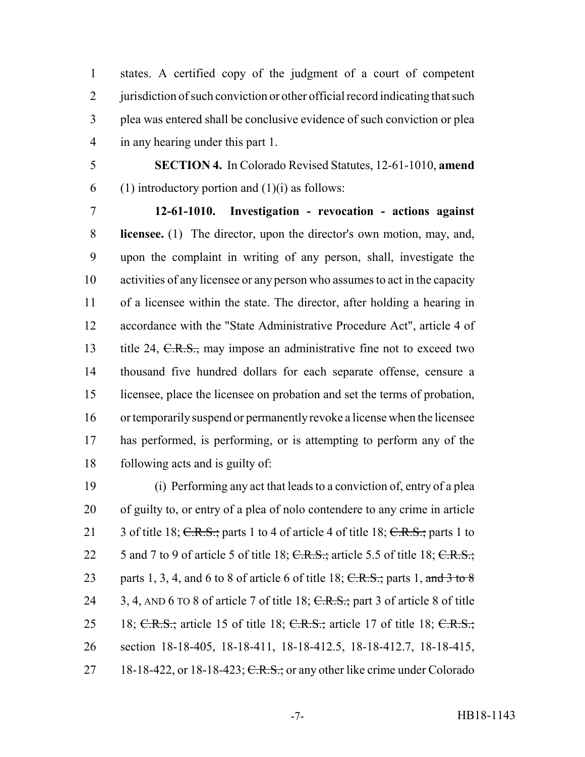states. A certified copy of the judgment of a court of competent jurisdiction of such conviction or other official record indicating that such plea was entered shall be conclusive evidence of such conviction or plea in any hearing under this part 1.

**SECTION 4.** In Colorado Revised Statutes, 12-61-1010, **amend** (1) introductory portion and (1)(i) as follows:

**12-61-1010. Investigation - revocation - actions against licensee.** (1) The director, upon the director's own motion, may, and, upon the complaint in writing of any person, shall, investigate the activities of any licensee or any person who assumes to act in the capacity of a licensee within the state. The director, after holding a hearing in accordance with the "State Administrative Procedure Act", article 4 of title 24, ~~C.R.S.,~~ may impose an administrative fine not to exceed two thousand five hundred dollars for each separate offense, censure a licensee, place the licensee on probation and set the terms of probation, or temporarily suspend or permanently revoke a license when the licensee has performed, is performing, or is attempting to perform any of the following acts and is guilty of:

(i) Performing any act that leads to a conviction of, entry of a plea of guilty to, or entry of a plea of nolo contendere to any crime in article 3 of title 18; ~~C.R.S.;~~ parts 1 to 4 of article 4 of title 18; ~~C.R.S.;~~ parts 1 to 5 and 7 to 9 of article 5 of title 18; ~~C.R.S.;~~ article 5.5 of title 18; ~~C.R.S.;~~ parts 1, 3, 4, and 6 to 8 of article 6 of title 18; ~~C.R.S.;~~ parts 1, ~~and 3 to 8~~ 3, 4, AND 6 TO 8 of article 7 of title 18; ~~C.R.S.;~~ part 3 of article 8 of title 18; ~~C.R.S.;~~ article 15 of title 18; ~~C.R.S.;~~ article 17 of title 18; ~~C.R.S.;~~ section 18-18-405, 18-18-411, 18-18-412.5, 18-18-412.7, 18-18-415, 18-18-422, or 18-18-423; ~~C.R.S.;~~ or any other like crime under Colorado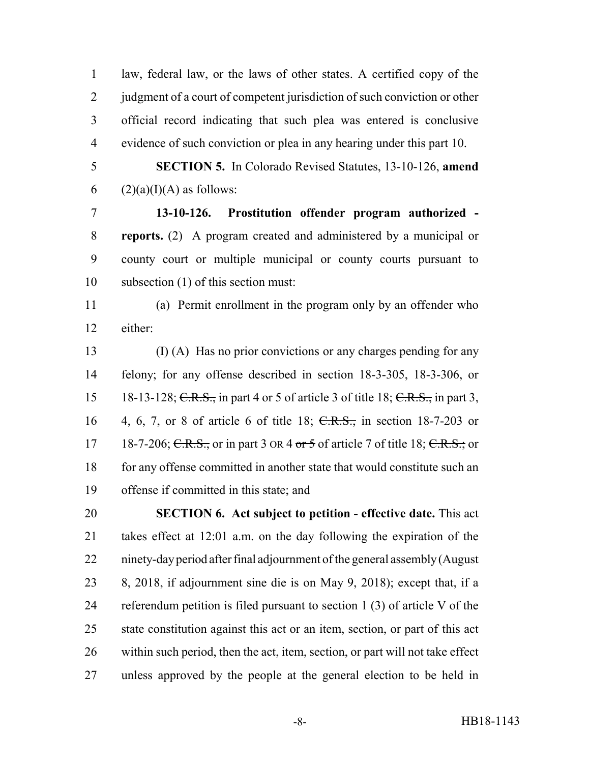law, federal law, or the laws of other states. A certified copy of the judgment of a court of competent jurisdiction of such conviction or other official record indicating that such plea was entered is conclusive evidence of such conviction or plea in any hearing under this part 10.

**SECTION 5.** In Colorado Revised Statutes, 13-10-126, **amend** (2)(a)(I)(A) as follows:

**13-10-126. Prostitution offender program authorized - reports.** (2) A program created and administered by a municipal or county court or multiple municipal or county courts pursuant to subsection (1) of this section must:

(a) Permit enrollment in the program only by an offender who either:

(I) (A) Has no prior convictions or any charges pending for any felony; for any offense described in section 18-3-305, 18-3-306, or 18-13-128; ~~C.R.S.,~~ in part 4 or 5 of article 3 of title 18; ~~C.R.S.,~~ in part 3, 4, 6, 7, or 8 of article 6 of title 18; ~~C.R.S.,~~ in section 18-7-203 or 18-7-206; ~~C.R.S.,~~ or in part 3 OR 4 ~~or 5~~ of article 7 of title 18; ~~C.R.S.;~~ or for any offense committed in another state that would constitute such an offense if committed in this state; and

**SECTION 6. Act subject to petition - effective date.** This act takes effect at 12:01 a.m. on the day following the expiration of the ninety-day period after final adjournment of the general assembly (August 8, 2018, if adjournment sine die is on May 9, 2018); except that, if a referendum petition is filed pursuant to section 1 (3) of article V of the state constitution against this act or an item, section, or part of this act within such period, then the act, item, section, or part will not take effect unless approved by the people at the general election to be held in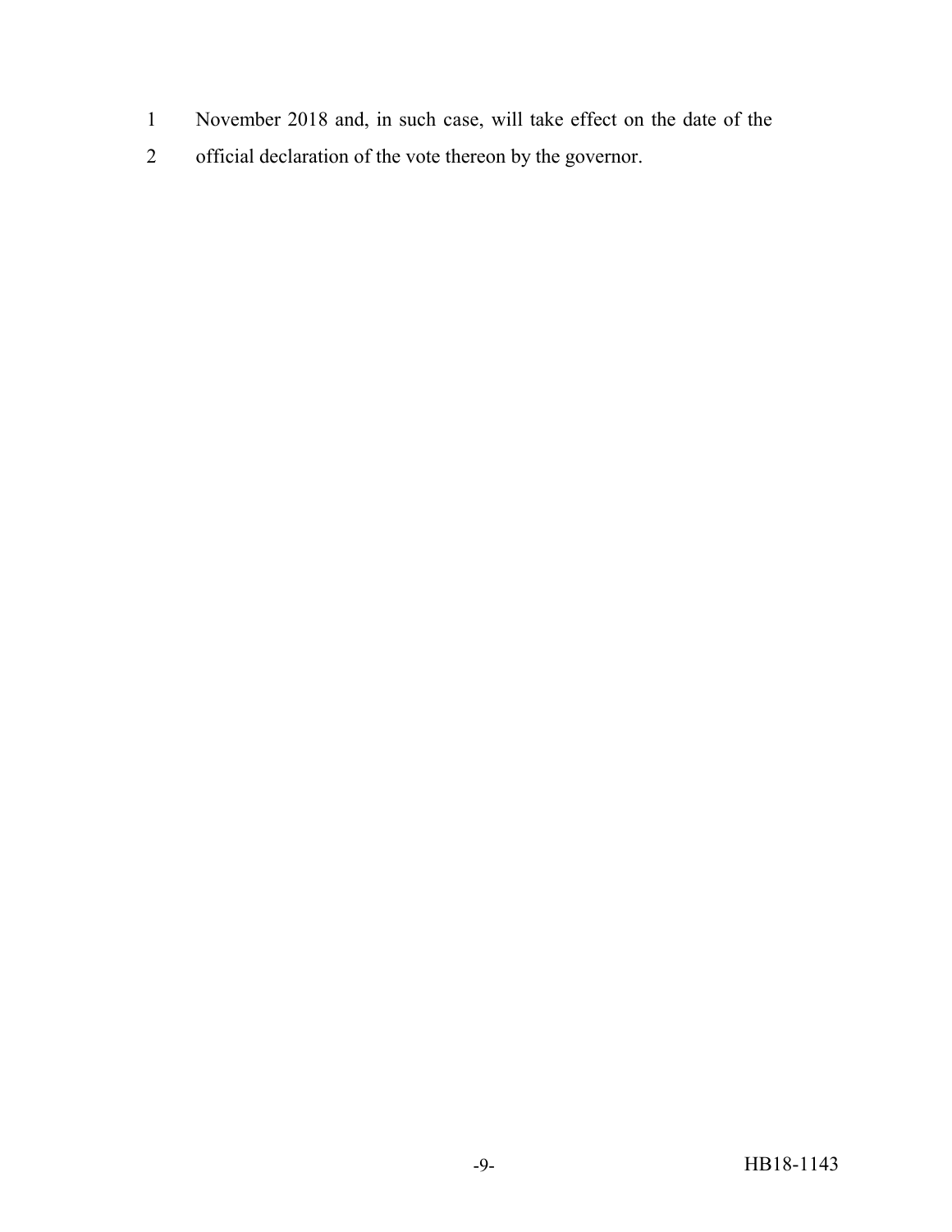November 2018 and, in such case, will take effect on the date of the official declaration of the vote thereon by the governor.